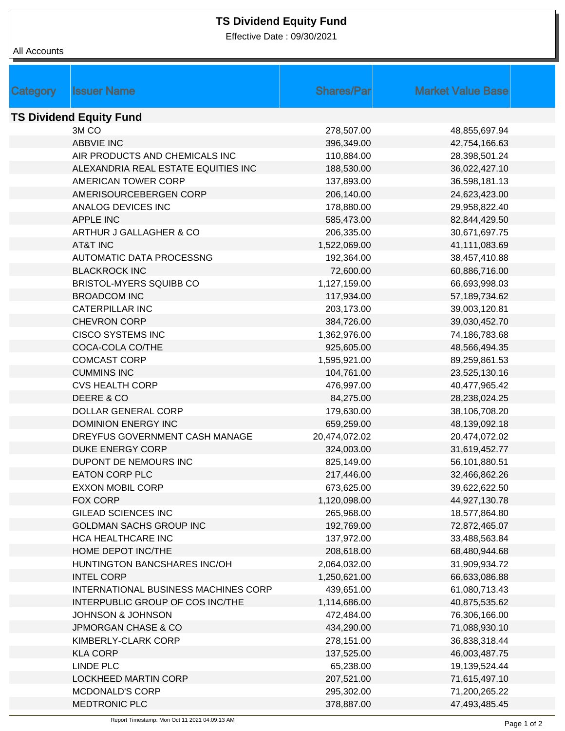# TS Dividend Equity Fund

Effective Date : 09/30/2021

All Accounts

| Category | Issuer Name | Shares/Par | Market Value Base |
|---|---|---|---|
| **TS Dividend Equity Fund** | | | |
| | 3M CO | 278,507.00 | 48,855,697.94 |
| | ABBVIE INC | 396,349.00 | 42,754,166.63 |
| | AIR PRODUCTS AND CHEMICALS INC | 110,884.00 | 28,398,501.24 |
| | ALEXANDRIA REAL ESTATE EQUITIES INC | 188,530.00 | 36,022,427.10 |
| | AMERICAN TOWER CORP | 137,893.00 | 36,598,181.13 |
| | AMERISOURCEBERGEN CORP | 206,140.00 | 24,623,423.00 |
| | ANALOG DEVICES INC | 178,880.00 | 29,958,822.40 |
| | APPLE INC | 585,473.00 | 82,844,429.50 |
| | ARTHUR J GALLAGHER & CO | 206,335.00 | 30,671,697.75 |
| | AT&T INC | 1,522,069.00 | 41,111,083.69 |
| | AUTOMATIC DATA PROCESSNG | 192,364.00 | 38,457,410.88 |
| | BLACKROCK INC | 72,600.00 | 60,886,716.00 |
| | BRISTOL-MYERS SQUIBB CO | 1,127,159.00 | 66,693,998.03 |
| | BROADCOM INC | 117,934.00 | 57,189,734.62 |
| | CATERPILLAR INC | 203,173.00 | 39,003,120.81 |
| | CHEVRON CORP | 384,726.00 | 39,030,452.70 |
| | CISCO SYSTEMS INC | 1,362,976.00 | 74,186,783.68 |
| | COCA-COLA CO/THE | 925,605.00 | 48,566,494.35 |
| | COMCAST CORP | 1,595,921.00 | 89,259,861.53 |
| | CUMMINS INC | 104,761.00 | 23,525,130.16 |
| | CVS HEALTH CORP | 476,997.00 | 40,477,965.42 |
| | DEERE & CO | 84,275.00 | 28,238,024.25 |
| | DOLLAR GENERAL CORP | 179,630.00 | 38,106,708.20 |
| | DOMINION ENERGY INC | 659,259.00 | 48,139,092.18 |
| | DREYFUS GOVERNMENT CASH MANAGE | 20,474,072.02 | 20,474,072.02 |
| | DUKE ENERGY CORP | 324,003.00 | 31,619,452.77 |
| | DUPONT DE NEMOURS INC | 825,149.00 | 56,101,880.51 |
| | EATON CORP PLC | 217,446.00 | 32,466,862.26 |
| | EXXON MOBIL CORP | 673,625.00 | 39,622,622.50 |
| | FOX CORP | 1,120,098.00 | 44,927,130.78 |
| | GILEAD SCIENCES INC | 265,968.00 | 18,577,864.80 |
| | GOLDMAN SACHS GROUP INC | 192,769.00 | 72,872,465.07 |
| | HCA HEALTHCARE INC | 137,972.00 | 33,488,563.84 |
| | HOME DEPOT INC/THE | 208,618.00 | 68,480,944.68 |
| | HUNTINGTON BANCSHARES INC/OH | 2,064,032.00 | 31,909,934.72 |
| | INTEL CORP | 1,250,621.00 | 66,633,086.88 |
| | INTERNATIONAL BUSINESS MACHINES CORP | 439,651.00 | 61,080,713.43 |
| | INTERPUBLIC GROUP OF COS INC/THE | 1,114,686.00 | 40,875,535.62 |
| | JOHNSON & JOHNSON | 472,484.00 | 76,306,166.00 |
| | JPMORGAN CHASE & CO | 434,290.00 | 71,088,930.10 |
| | KIMBERLY-CLARK CORP | 278,151.00 | 36,838,318.44 |
| | KLA CORP | 137,525.00 | 46,003,487.75 |
| | LINDE PLC | 65,238.00 | 19,139,524.44 |
| | LOCKHEED MARTIN CORP | 207,521.00 | 71,615,497.10 |
| | MCDONALD'S CORP | 295,302.00 | 71,200,265.22 |
| | MEDTRONIC PLC | 378,887.00 | 47,493,485.45 |

Report Timestamp: Mon Oct 11 2021 04:09:13 AM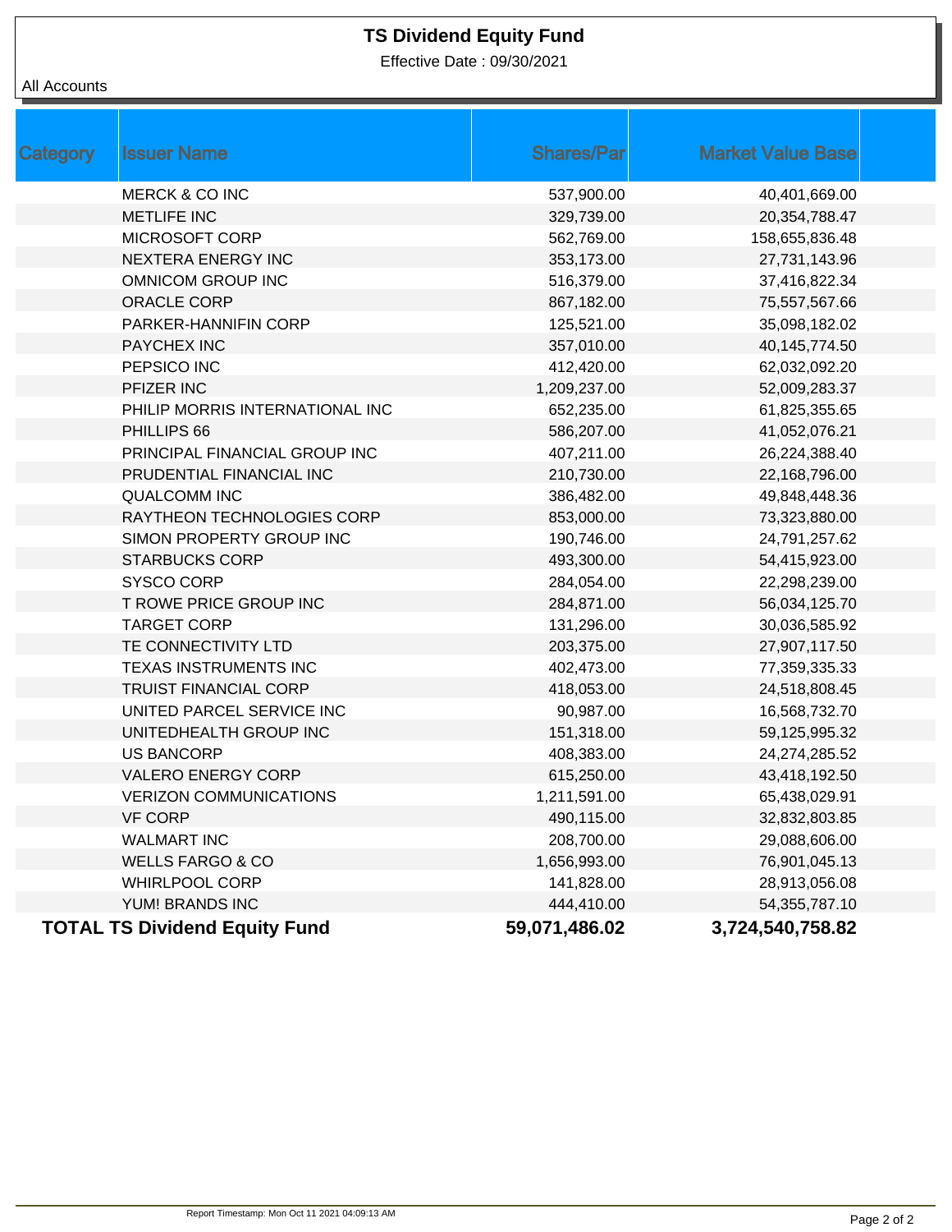# TS Dividend Equity Fund

Effective Date : 09/30/2021

All Accounts

| Category | Issuer Name | Shares/Par | Market Value Base |
|---|---|---|---|
| | MERCK & CO INC | 537,900.00 | 40,401,669.00 |
| | METLIFE INC | 329,739.00 | 20,354,788.47 |
| | MICROSOFT CORP | 562,769.00 | 158,655,836.48 |
| | NEXTERA ENERGY INC | 353,173.00 | 27,731,143.96 |
| | OMNICOM GROUP INC | 516,379.00 | 37,416,822.34 |
| | ORACLE CORP | 867,182.00 | 75,557,567.66 |
| | PARKER-HANNIFIN CORP | 125,521.00 | 35,098,182.02 |
| | PAYCHEX INC | 357,010.00 | 40,145,774.50 |
| | PEPSICO INC | 412,420.00 | 62,032,092.20 |
| | PFIZER INC | 1,209,237.00 | 52,009,283.37 |
| | PHILIP MORRIS INTERNATIONAL INC | 652,235.00 | 61,825,355.65 |
| | PHILLIPS 66 | 586,207.00 | 41,052,076.21 |
| | PRINCIPAL FINANCIAL GROUP INC | 407,211.00 | 26,224,388.40 |
| | PRUDENTIAL FINANCIAL INC | 210,730.00 | 22,168,796.00 |
| | QUALCOMM INC | 386,482.00 | 49,848,448.36 |
| | RAYTHEON TECHNOLOGIES CORP | 853,000.00 | 73,323,880.00 |
| | SIMON PROPERTY GROUP INC | 190,746.00 | 24,791,257.62 |
| | STARBUCKS CORP | 493,300.00 | 54,415,923.00 |
| | SYSCO CORP | 284,054.00 | 22,298,239.00 |
| | T ROWE PRICE GROUP INC | 284,871.00 | 56,034,125.70 |
| | TARGET CORP | 131,296.00 | 30,036,585.92 |
| | TE CONNECTIVITY LTD | 203,375.00 | 27,907,117.50 |
| | TEXAS INSTRUMENTS INC | 402,473.00 | 77,359,335.33 |
| | TRUIST FINANCIAL CORP | 418,053.00 | 24,518,808.45 |
| | UNITED PARCEL SERVICE INC | 90,987.00 | 16,568,732.70 |
| | UNITEDHEALTH GROUP INC | 151,318.00 | 59,125,995.32 |
| | US BANCORP | 408,383.00 | 24,274,285.52 |
| | VALERO ENERGY CORP | 615,250.00 | 43,418,192.50 |
| | VERIZON COMMUNICATIONS | 1,211,591.00 | 65,438,029.91 |
| | VF CORP | 490,115.00 | 32,832,803.85 |
| | WALMART INC | 208,700.00 | 29,088,606.00 |
| | WELLS FARGO & CO | 1,656,993.00 | 76,901,045.13 |
| | WHIRLPOOL CORP | 141,828.00 | 28,913,056.08 |
| | YUM! BRANDS INC | 444,410.00 | 54,355,787.10 |
| **TOTAL TS Dividend Equity Fund** | | **59,071,486.02** | **3,724,540,758.82** |

Report Timestamp: Mon Oct 11 2021 04:09:13 AM